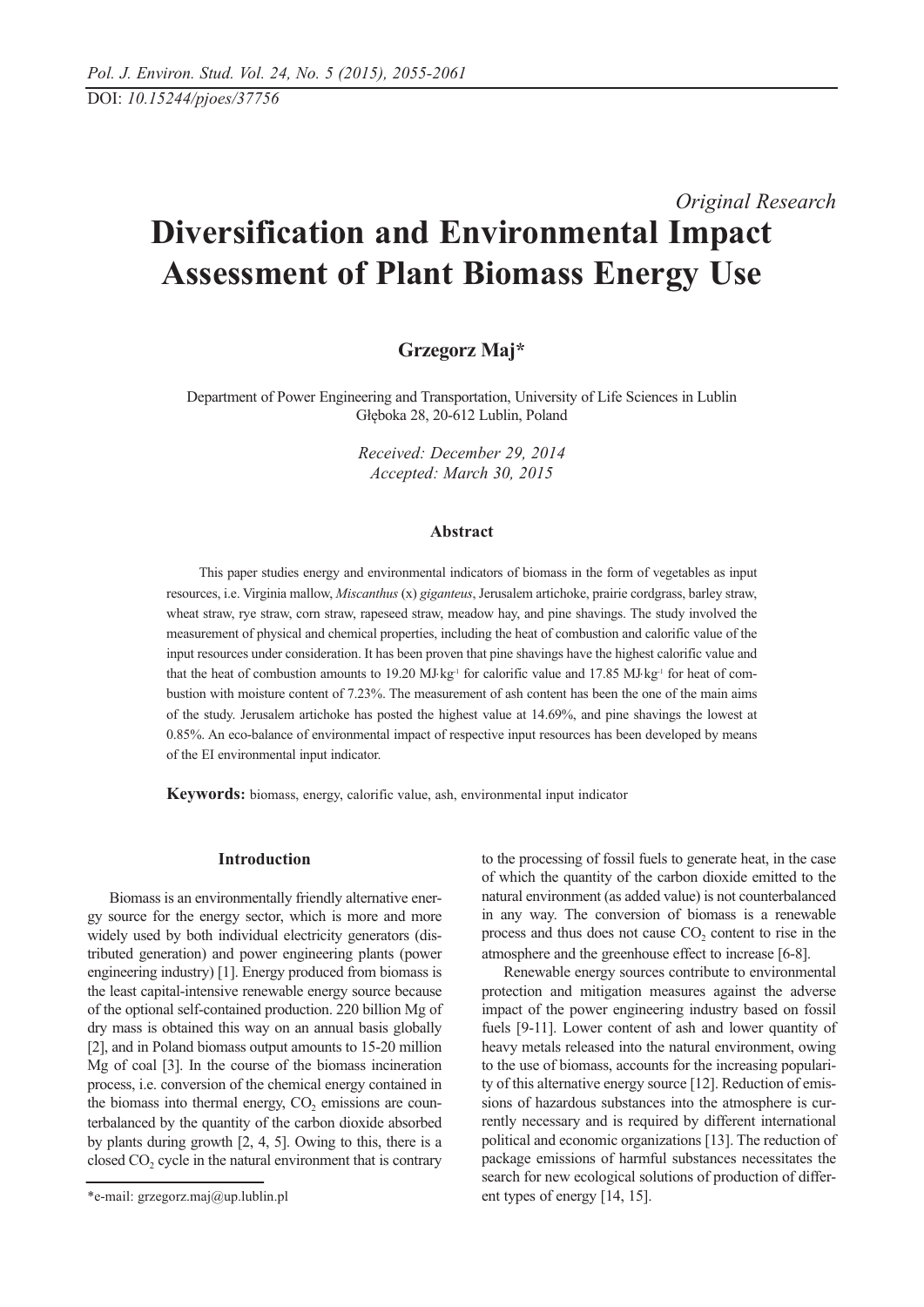DOI: *10.15244/pjoes/37756*

*Original Research*

# Diversification and Environmental Impact Assessment of Plant Biomass Energy Use

**Grzegorz Maj***

Department of Power Engineering and Transportation, University of Life Sciences in Lublin
Głęboka 28, 20-612 Lublin, Poland

*Received: December 29, 2014*
*Accepted: March 30, 2015*

### Abstract

This paper studies energy and environmental indicators of biomass in the form of vegetables as input resources, i.e. Virginia mallow, *Miscanthus* (x) *giganteus*, Jerusalem artichoke, prairie cordgrass, barley straw, wheat straw, rye straw, corn straw, rapeseed straw, meadow hay, and pine shavings. The study involved the measurement of physical and chemical properties, including the heat of combustion and calorific value of the input resources under consideration. It has been proven that pine shavings have the highest calorific value and that the heat of combustion amounts to 19.20 MJ·kg$^{-1}$ for calorific value and 17.85 MJ·kg$^{-1}$ for heat of combustion with moisture content of 7.23%. The measurement of ash content has been the one of the main aims of the study. Jerusalem artichoke has posted the highest value at 14.69%, and pine shavings the lowest at 0.85%. An eco-balance of environmental impact of respective input resources has been developed by means of the EI environmental input indicator.

**Keywords:** biomass, energy, calorific value, ash, environmental input indicator

## Introduction

Biomass is an environmentally friendly alternative energy source for the energy sector, which is more and more widely used by both individual electricity generators (distributed generation) and power engineering plants (power engineering industry) [1]. Energy produced from biomass is the least capital-intensive renewable energy source because of the optional self-contained production. 220 billion Mg of dry mass is obtained this way on an annual basis globally [2], and in Poland biomass output amounts to 15-20 million Mg of coal [3]. In the course of the biomass incineration process, i.e. conversion of the chemical energy contained in the biomass into thermal energy, $CO_2$ emissions are counterbalanced by the quantity of the carbon dioxide absorbed by plants during growth [2, 4, 5]. Owing to this, there is a closed $CO_2$ cycle in the natural environment that is contrary to the processing of fossil fuels to generate heat, in the case of which the quantity of the carbon dioxide emitted to the natural environment (as added value) is not counterbalanced in any way. The conversion of biomass is a renewable process and thus does not cause $CO_2$ content to rise in the atmosphere and the greenhouse effect to increase [6-8].

Renewable energy sources contribute to environmental protection and mitigation measures against the adverse impact of the power engineering industry based on fossil fuels [9-11]. Lower content of ash and lower quantity of heavy metals released into the natural environment, owing to the use of biomass, accounts for the increasing popularity of this alternative energy source [12]. Reduction of emissions of hazardous substances into the atmosphere is currently necessary and is required by different international political and economic organizations [13]. The reduction of package emissions of harmful substances necessitates the search for new ecological solutions of production of different types of energy [14, 15].

*e-mail: grzegorz.maj@up.lublin.pl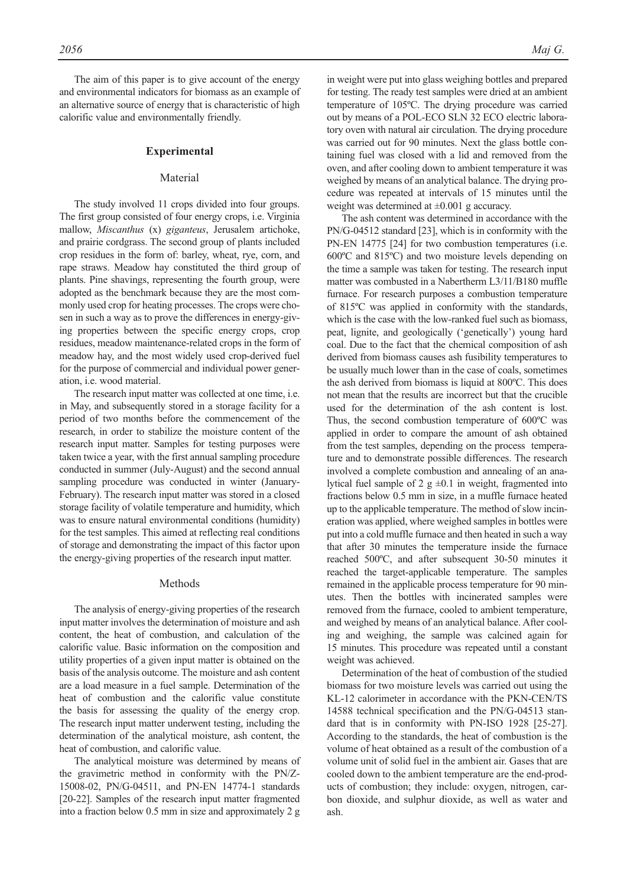The aim of this paper is to give account of the energy and environmental indicators for biomass as an example of an alternative source of energy that is characteristic of high calorific value and environmentally friendly.

## Experimental

### Material

The study involved 11 crops divided into four groups. The first group consisted of four energy crops, i.e. Virginia mallow, *Miscanthus* (x) *giganteus*, Jerusalem artichoke, and prairie cordgrass. The second group of plants included crop residues in the form of: barley, wheat, rye, corn, and rape straws. Meadow hay constituted the third group of plants. Pine shavings, representing the fourth group, were adopted as the benchmark because they are the most commonly used crop for heating processes. The crops were chosen in such a way as to prove the differences in energy-giving properties between the specific energy crops, crop residues, meadow maintenance-related crops in the form of meadow hay, and the most widely used crop-derived fuel for the purpose of commercial and individual power generation, i.e. wood material.

The research input matter was collected at one time, i.e. in May, and subsequently stored in a storage facility for a period of two months before the commencement of the research, in order to stabilize the moisture content of the research input matter. Samples for testing purposes were taken twice a year, with the first annual sampling procedure conducted in summer (July-August) and the second annual sampling procedure was conducted in winter (January-February). The research input matter was stored in a closed storage facility of volatile temperature and humidity, which was to ensure natural environmental conditions (humidity) for the test samples. This aimed at reflecting real conditions of storage and demonstrating the impact of this factor upon the energy-giving properties of the research input matter.

### Methods

The analysis of energy-giving properties of the research input matter involves the determination of moisture and ash content, the heat of combustion, and calculation of the calorific value. Basic information on the composition and utility properties of a given input matter is obtained on the basis of the analysis outcome. The moisture and ash content are a load measure in a fuel sample. Determination of the heat of combustion and the calorific value constitute the basis for assessing the quality of the energy crop. The research input matter underwent testing, including the determination of the analytical moisture, ash content, the heat of combustion, and calorific value.

The analytical moisture was determined by means of the gravimetric method in conformity with the PN/Z-15008-02, PN/G-04511, and PN-EN 14774-1 standards [20-22]. Samples of the research input matter fragmented into a fraction below 0.5 mm in size and approximately 2 g in weight were put into glass weighing bottles and prepared for testing. The ready test samples were dried at an ambient temperature of 105ºC. The drying procedure was carried out by means of a POL-ECO SLN 32 ECO electric laboratory oven with natural air circulation. The drying procedure was carried out for 90 minutes. Next the glass bottle containing fuel was closed with a lid and removed from the oven, and after cooling down to ambient temperature it was weighed by means of an analytical balance. The drying procedure was repeated at intervals of 15 minutes until the weight was determined at ±0.001 g accuracy.

The ash content was determined in accordance with the PN/G-04512 standard [23], which is in conformity with the PN-EN 14775 [24] for two combustion temperatures (i.e. 600ºC and 815ºC) and two moisture levels depending on the time a sample was taken for testing. The research input matter was combusted in a Nabertherm L3/11/B180 muffle furnace. For research purposes a combustion temperature of 815ºC was applied in conformity with the standards, which is the case with the low-ranked fuel such as biomass, peat, lignite, and geologically ('genetically') young hard coal. Due to the fact that the chemical composition of ash derived from biomass causes ash fusibility temperatures to be usually much lower than in the case of coals, sometimes the ash derived from biomass is liquid at 800ºC. This does not mean that the results are incorrect but that the crucible used for the determination of the ash content is lost. Thus, the second combustion temperature of 600ºC was applied in order to compare the amount of ash obtained from the test samples, depending on the process temperature and to demonstrate possible differences. The research involved a complete combustion and annealing of an analytical fuel sample of 2 g ±0.1 in weight, fragmented into fractions below 0.5 mm in size, in a muffle furnace heated up to the applicable temperature. The method of slow incineration was applied, where weighed samples in bottles were put into a cold muffle furnace and then heated in such a way that after 30 minutes the temperature inside the furnace reached 500ºC, and after subsequent 30-50 minutes it reached the target-applicable temperature. The samples remained in the applicable process temperature for 90 minutes. Then the bottles with incinerated samples were removed from the furnace, cooled to ambient temperature, and weighed by means of an analytical balance. After cooling and weighing, the sample was calcined again for 15 minutes. This procedure was repeated until a constant weight was achieved.

Determination of the heat of combustion of the studied biomass for two moisture levels was carried out using the KL-12 calorimeter in accordance with the PKN-CEN/TS 14588 technical specification and the PN/G-04513 standard that is in conformity with PN-ISO 1928 [25-27]. According to the standards, the heat of combustion is the volume of heat obtained as a result of the combustion of a volume unit of solid fuel in the ambient air. Gases that are cooled down to the ambient temperature are the end-products of combustion; they include: oxygen, nitrogen, carbon dioxide, and sulphur dioxide, as well as water and ash.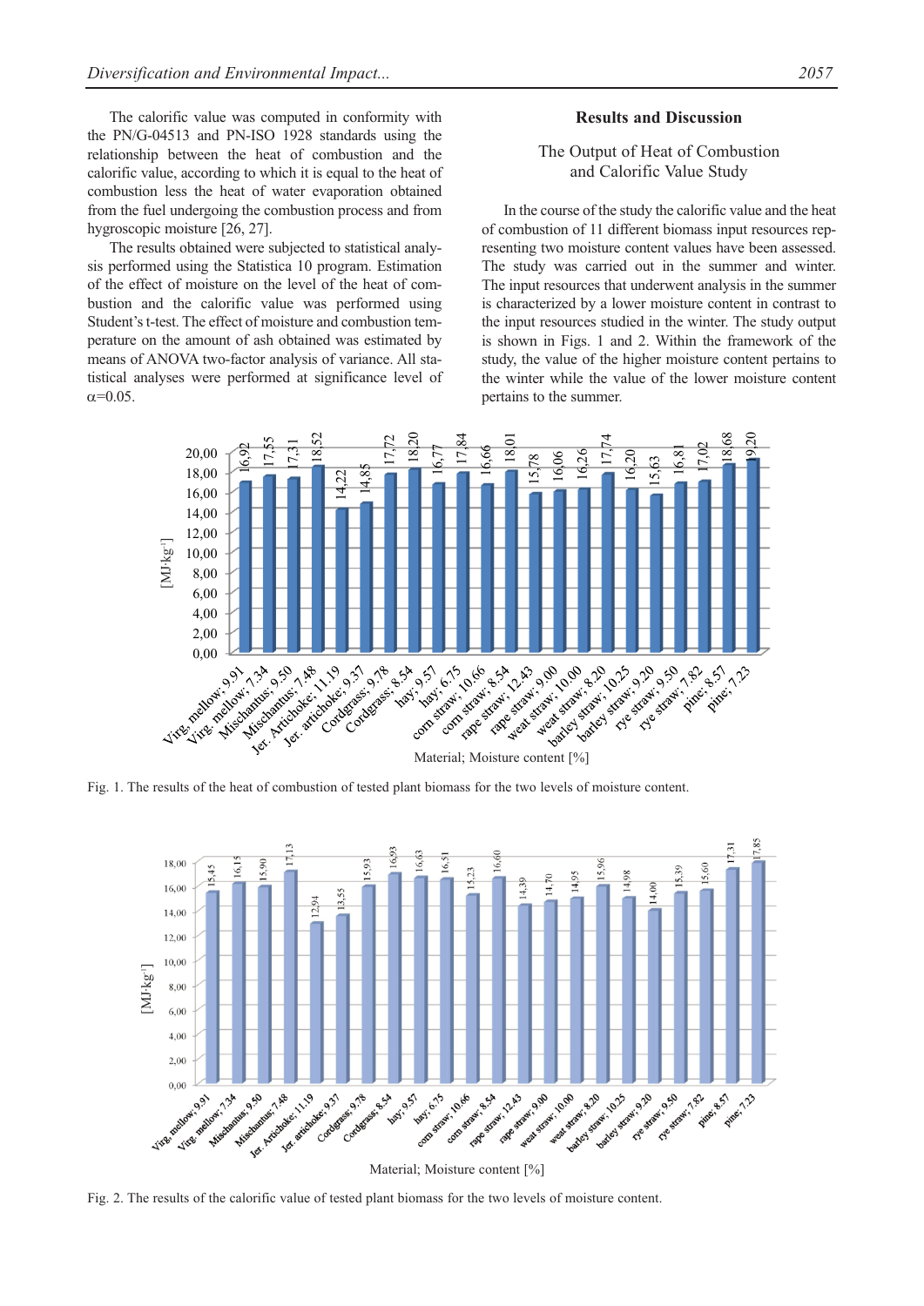The calorific value was computed in conformity with the PN/G-04513 and PN-ISO 1928 standards using the relationship between the heat of combustion and the calorific value, according to which it is equal to the heat of combustion less the heat of water evaporation obtained from the fuel undergoing the combustion process and from hygroscopic moisture [26, 27].

The results obtained were subjected to statistical analysis performed using the Statistica 10 program. Estimation of the effect of moisture on the level of the heat of combustion and the calorific value was performed using Student's t-test. The effect of moisture and combustion temperature on the amount of ash obtained was estimated by means of ANOVA two-factor analysis of variance. All statistical analyses were performed at significance level of $\alpha$=0.05.

## Results and Discussion

### The Output of Heat of Combustion and Calorific Value Study

In the course of the study the calorific value and the heat of combustion of 11 different biomass input resources representing two moisture content values have been assessed. The study was carried out in the summer and winter. The input resources that underwent analysis in the summer is characterized by a lower moisture content in contrast to the input resources studied in the winter. The study output is shown in Figs. 1 and 2. Within the framework of the study, the value of the higher moisture content pertains to the winter while the value of the lower moisture content pertains to the summer.

Fig. 1. The results of the heat of combustion of tested plant biomass for the two levels of moisture content.

Fig. 2. The results of the calorific value of tested plant biomass for the two levels of moisture content.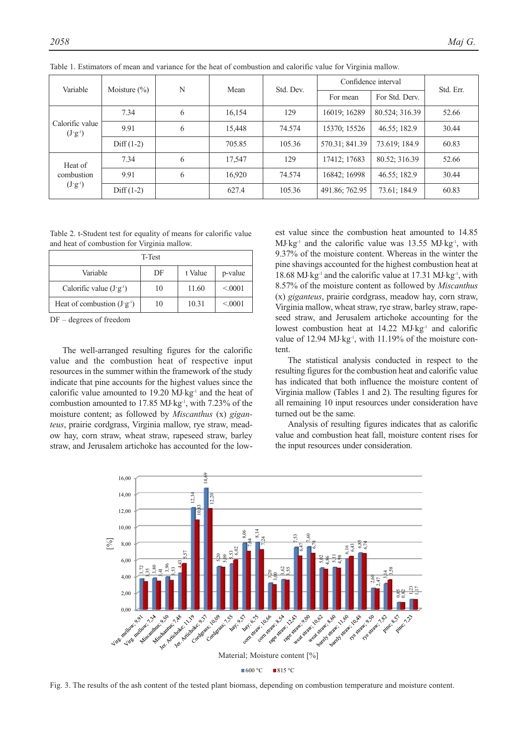Table 1. Estimators of mean and variance for the heat of combustion and calorific value for Virginia mallow.

| Variable | Moisture (%) | N | Mean | Std. Dev. | Confidence interval | | Std. Err. |
|---|---|---|---|---|---|---|---|
| | | | | | For mean | For Std. Derv. | |
| Calorific value ($J \cdot g^{-1}$) | 7.34 | 6 | 16,154 | 129 | 16019; 16289 | 80.524; 316.39 | 52.66 |
| | 9.91 | 6 | 15,448 | 74.574 | 15370; 15526 | 46.55; 182.9 | 30.44 |
| | Diff (1-2) | | 705.85 | 105.36 | 570.31; 841.39 | 73.619; 184.9 | 60.83 |
| Heat of combustion ($J \cdot g^{-1}$) | 7.34 | 6 | 17,547 | 129 | 17412; 17683 | 80.52; 316.39 | 52.66 |
| | 9.91 | 6 | 16,920 | 74.574 | 16842; 16998 | 46.55; 182.9 | 30.44 |
| | Diff (1-2) | | 627.4 | 105.36 | 491.86; 762.95 | 73.61; 184.9 | 60.83 |

Table 2. t-Student test for equality of means for calorific value and heat of combustion for Virginia mallow.

| T-Test | | | |
|---|---|---|---|
| Variable | DF | t Value | p-value |
| Calorific value ($J \cdot g^{-1}$) | 10 | 11.60 | <.0001 |
| Heat of combustion ($J \cdot g^{-1}$) | 10 | 10.31 | <.0001 |

DF – degrees of freedom

The well-arranged resulting figures for the calorific value and the combustion heat of respective input resources in the summer within the framework of the study indicate that pine accounts for the highest values since the calorific value amounted to 19.20 $MJ \cdot kg^{-1}$ and the heat of combustion amounted to 17.85 $MJ \cdot kg^{-1}$, with 7.23% of the moisture content; as followed by *Miscanthus* (x) *giganteus*, prairie cordgrass, Virginia mallow, rye straw, meadow hay, corn straw, wheat straw, rapeseed straw, barley straw, and Jerusalem artichoke has accounted for the lowest value since the combustion heat amounted to 14.85 $MJ \cdot kg^{-1}$ and the calorific value was 13.55 $MJ \cdot kg^{-1}$, with 9.37% of the moisture content. Whereas in the winter the pine shavings accounted for the highest combustion heat at 18.68 $MJ \cdot kg^{-1}$ and the calorific value at 17.31 $MJ \cdot kg^{-1}$, with 8.57% of the moisture content as followed by *Miscanthus* (x) *giganteus*, prairie cordgrass, meadow hay, corn straw, Virginia mallow, wheat straw, rye straw, barley straw, rapeseed straw, and Jerusalem artichoke accounting for the lowest combustion heat at 14.22 $MJ \cdot kg^{-1}$ and calorific value of 12.94 $MJ \cdot kg^{-1}$, with 11.19% of the moisture content.

The statistical analysis conducted in respect to the resulting figures for the combustion heat and calorific value has indicated that both influence the moisture content of Virginia mallow (Tables 1 and 2). The resulting figures for all remaining 10 input resources under consideration have turned out be the same.

Analysis of resulting figures indicates that as calorific value and combustion heat fall, moisture content rises for the input resources under consideration.

Fig. 3. The results of the ash content of the tested plant biomass, depending on combustion temperature and moisture content.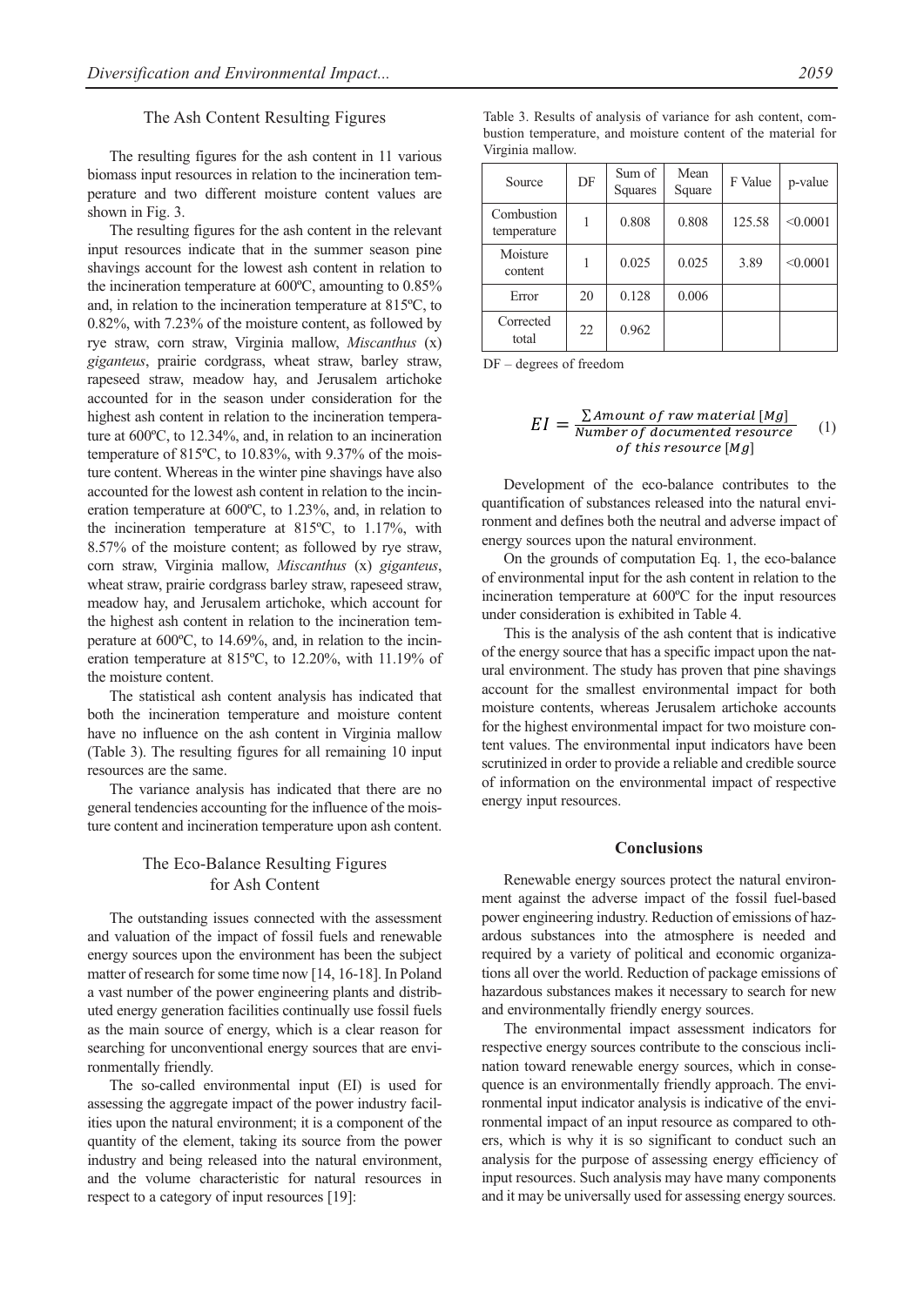### The Ash Content Resulting Figures

The resulting figures for the ash content in 11 various biomass input resources in relation to the incineration temperature and two different moisture content values are shown in Fig. 3.

The resulting figures for the ash content in the relevant input resources indicate that in the summer season pine shavings account for the lowest ash content in relation to the incineration temperature at 600ºC, amounting to 0.85% and, in relation to the incineration temperature at 815ºC, to 0.82%, with 7.23% of the moisture content, as followed by rye straw, corn straw, Virginia mallow, *Miscanthus* (x) *giganteus*, prairie cordgrass, wheat straw, barley straw, rapeseed straw, meadow hay, and Jerusalem artichoke accounted for in the season under consideration for the highest ash content in relation to the incineration temperature at 600ºC, to 12.34%, and, in relation to an incineration temperature of 815ºC, to 10.83%, with 9.37% of the moisture content. Whereas in the winter pine shavings have also accounted for the lowest ash content in relation to the incineration temperature at 600ºC, to 1.23%, and, in relation to the incineration temperature at 815ºC, to 1.17%, with 8.57% of the moisture content; as followed by rye straw, corn straw, Virginia mallow, *Miscanthus* (x) *giganteus*, wheat straw, prairie cordgrass barley straw, rapeseed straw, meadow hay, and Jerusalem artichoke, which account for the highest ash content in relation to the incineration temperature at 600ºC, to 14.69%, and, in relation to the incineration temperature at 815ºC, to 12.20%, with 11.19% of the moisture content.

The statistical ash content analysis has indicated that both the incineration temperature and moisture content have no influence on the ash content in Virginia mallow (Table 3). The resulting figures for all remaining 10 input resources are the same.

The variance analysis has indicated that there are no general tendencies accounting for the influence of the moisture content and incineration temperature upon ash content.

### The Eco-Balance Resulting Figures for Ash Content

The outstanding issues connected with the assessment and valuation of the impact of fossil fuels and renewable energy sources upon the environment has been the subject matter of research for some time now [14, 16-18]. In Poland a vast number of the power engineering plants and distributed energy generation facilities continually use fossil fuels as the main source of energy, which is a clear reason for searching for unconventional energy sources that are environmentally friendly.

The so-called environmental input (EI) is used for assessing the aggregate impact of the power industry facilities upon the natural environment; it is a component of the quantity of the element, taking its source from the power industry and being released into the natural environment, and the volume characteristic for natural resources in respect to a category of input resources [19]:

Table 3. Results of analysis of variance for ash content, combustion temperature, and moisture content of the material for Virginia mallow.

| Source | DF | Sum of Squares | Mean Square | F Value | p-value |
|---|---|---|---|---|---|
| Combustion temperature | 1 | 0.808 | 0.808 | 125.58 | <0.0001 |
| Moisture content | 1 | 0.025 | 0.025 | 3.89 | <0.0001 |
| Error | 20 | 0.128 | 0.006 | | |
| Corrected total | 22 | 0.962 | | | |

DF – degrees of freedom

$$EI = \frac{\sum Amount\ of\ raw\ material\ [Mg]}{Number\ of\ documented\ resource\ of\ this\ resource\ [Mg]} \quad (1)$$

Development of the eco-balance contributes to the quantification of substances released into the natural environment and defines both the neutral and adverse impact of energy sources upon the natural environment.

On the grounds of computation Eq. 1, the eco-balance of environmental input for the ash content in relation to the incineration temperature at 600ºC for the input resources under consideration is exhibited in Table 4.

This is the analysis of the ash content that is indicative of the energy source that has a specific impact upon the natural environment. The study has proven that pine shavings account for the smallest environmental impact for both moisture contents, whereas Jerusalem artichoke accounts for the highest environmental impact for two moisture content values. The environmental input indicators have been scrutinized in order to provide a reliable and credible source of information on the environmental impact of respective energy input resources.

## Conclusions

Renewable energy sources protect the natural environment against the adverse impact of the fossil fuel-based power engineering industry. Reduction of emissions of hazardous substances into the atmosphere is needed and required by a variety of political and economic organizations all over the world. Reduction of package emissions of hazardous substances makes it necessary to search for new and environmentally friendly energy sources.

The environmental impact assessment indicators for respective energy sources contribute to the conscious inclination toward renewable energy sources, which in consequence is an environmentally friendly approach. The environmental input indicator analysis is indicative of the environmental impact of an input resource as compared to others, which is why it is so significant to conduct such an analysis for the purpose of assessing energy efficiency of input resources. Such analysis may have many components and it may be universally used for assessing energy sources.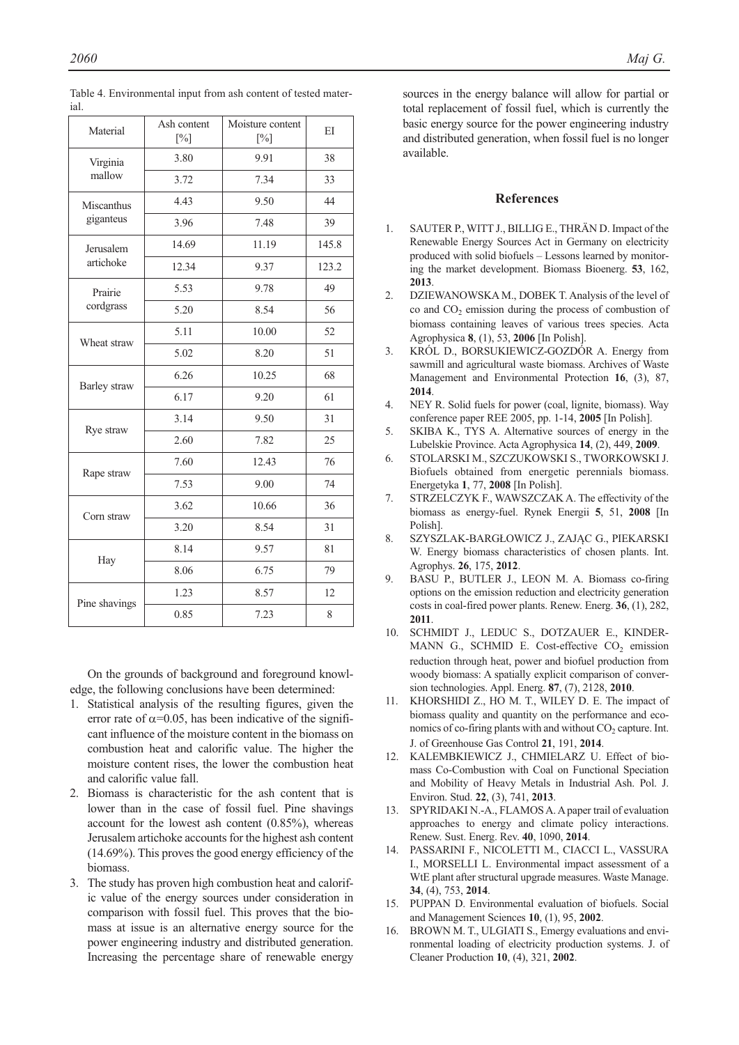Table 4. Environmental input from ash content of tested material.

| Material | Ash content [%] | Moisture content [%] | EI |
|---|---|---|---|
| Virginia mallow | 3.80 | 9.91 | 38 |
| | 3.72 | 7.34 | 33 |
| Miscanthus giganteus | 4.43 | 9.50 | 44 |
| | 3.96 | 7.48 | 39 |
| Jerusalem artichoke | 14.69 | 11.19 | 145.8 |
| | 12.34 | 9.37 | 123.2 |
| Prairie cordgrass | 5.53 | 9.78 | 49 |
| | 5.20 | 8.54 | 56 |
| Wheat straw | 5.11 | 10.00 | 52 |
| | 5.02 | 8.20 | 51 |
| Barley straw | 6.26 | 10.25 | 68 |
| | 6.17 | 9.20 | 61 |
| Rye straw | 3.14 | 9.50 | 31 |
| | 2.60 | 7.82 | 25 |
| Rape straw | 7.60 | 12.43 | 76 |
| | 7.53 | 9.00 | 74 |
| Corn straw | 3.62 | 10.66 | 36 |
| | 3.20 | 8.54 | 31 |
| Hay | 8.14 | 9.57 | 81 |
| | 8.06 | 6.75 | 79 |
| Pine shavings | 1.23 | 8.57 | 12 |
| | 0.85 | 7.23 | 8 |

On the grounds of background and foreground knowledge, the following conclusions have been determined:

1. Statistical analysis of the resulting figures, given the error rate of $\alpha$=0.05, has been indicative of the significant influence of the moisture content in the biomass on combustion heat and calorific value. The higher the moisture content rises, the lower the combustion heat and calorific value fall.
2. Biomass is characteristic for the ash content that is lower than in the case of fossil fuel. Pine shavings account for the lowest ash content (0.85%), whereas Jerusalem artichoke accounts for the highest ash content (14.69%). This proves the good energy efficiency of the biomass.
3. The study has proven high combustion heat and calorific value of the energy sources under consideration in comparison with fossil fuel. This proves that the biomass at issue is an alternative energy source for the power engineering industry and distributed generation. Increasing the percentage share of renewable energy sources in the energy balance will allow for partial or total replacement of fossil fuel, which is currently the basic energy source for the power engineering industry and distributed generation, when fossil fuel is no longer available.

## References

1. SAUTER P., WITT J., BILLIG E., THRÄN D. Impact of the Renewable Energy Sources Act in Germany on electricity produced with solid biofuels – Lessons learned by monitoring the market development. Biomass Bioenerg. **53**, 162, **2013**.
2. DZIEWANOWSKA M., DOBEK T. Analysis of the level of co and $CO_2$ emission during the process of combustion of biomass containing leaves of various trees species. Acta Agrophysica **8**, (1), 53, **2006** [In Polish].
3. KRÓL D., BORSUKIEWICZ-GOZDÓR A. Energy from sawmill and agricultural waste biomass. Archives of Waste Management and Environmental Protection **16**, (3), 87, **2014**.
4. NEY R. Solid fuels for power (coal, lignite, biomass). Way conference paper REE 2005, pp. 1-14, **2005** [In Polish].
5. SKIBA K., TYS A. Alternative sources of energy in the Lubelskie Province. Acta Agrophysica **14**, (2), 449, **2009**.
6. STOLARSKI M., SZCZUKOWSKI S., TWORKOWSKI J. Biofuels obtained from energetic perennials biomass. Energetyka **1**, 77, **2008** [In Polish].
7. STRZELCZYK F., WAWSZCZAK A. The effectivity of the biomass as energy-fuel. Rynek Energii **5**, 51, **2008** [In Polish].
8. SZYSZLAK-BARGŁOWICZ J., ZAJĄC G., PIEKARSKI W. Energy biomass characteristics of chosen plants. Int. Agrophys. **26**, 175, **2012**.
9. BASU P., BUTLER J., LEON M. A. Biomass co-firing options on the emission reduction and electricity generation costs in coal-fired power plants. Renew. Energ. **36**, (1), 282, **2011**.
10. SCHMIDT J., LEDUC S., DOTZAUER E., KINDERMANN G., SCHMID E. Cost-effective $CO_2$ emission reduction through heat, power and biofuel production from woody biomass: A spatially explicit comparison of conversion technologies. Appl. Energ. **87**, (7), 2128, **2010**.
11. KHORSHIDI Z., HO M. T., WILEY D. E. The impact of biomass quality and quantity on the performance and economics of co-firing plants with and without $CO_2$ capture. Int. J. of Greenhouse Gas Control **21**, 191, **2014**.
12. KALEMBKIEWICZ J., CHMIELARZ U. Effect of biomass Co-Combustion with Coal on Functional Speciation and Mobility of Heavy Metals in Industrial Ash. Pol. J. Environ. Stud. **22**, (3), 741, **2013**.
13. SPYRIDAKI N.-A., FLAMOS A. A paper trail of evaluation approaches to energy and climate policy interactions. Renew. Sust. Energ. Rev. **40**, 1090, **2014**.
14. PASSARINI F., NICOLETTI M., CIACCI L., VASSURA I., MORSELLI L. Environmental impact assessment of a WtE plant after structural upgrade measures. Waste Manage. **34**, (4), 753, **2014**.
15. PUPPAN D. Environmental evaluation of biofuels. Social and Management Sciences **10**, (1), 95, **2002**.
16. BROWN M. T., ULGIATI S., Emergy evaluations and environmental loading of electricity production systems. J. of Cleaner Production **10**, (4), 321, **2002**.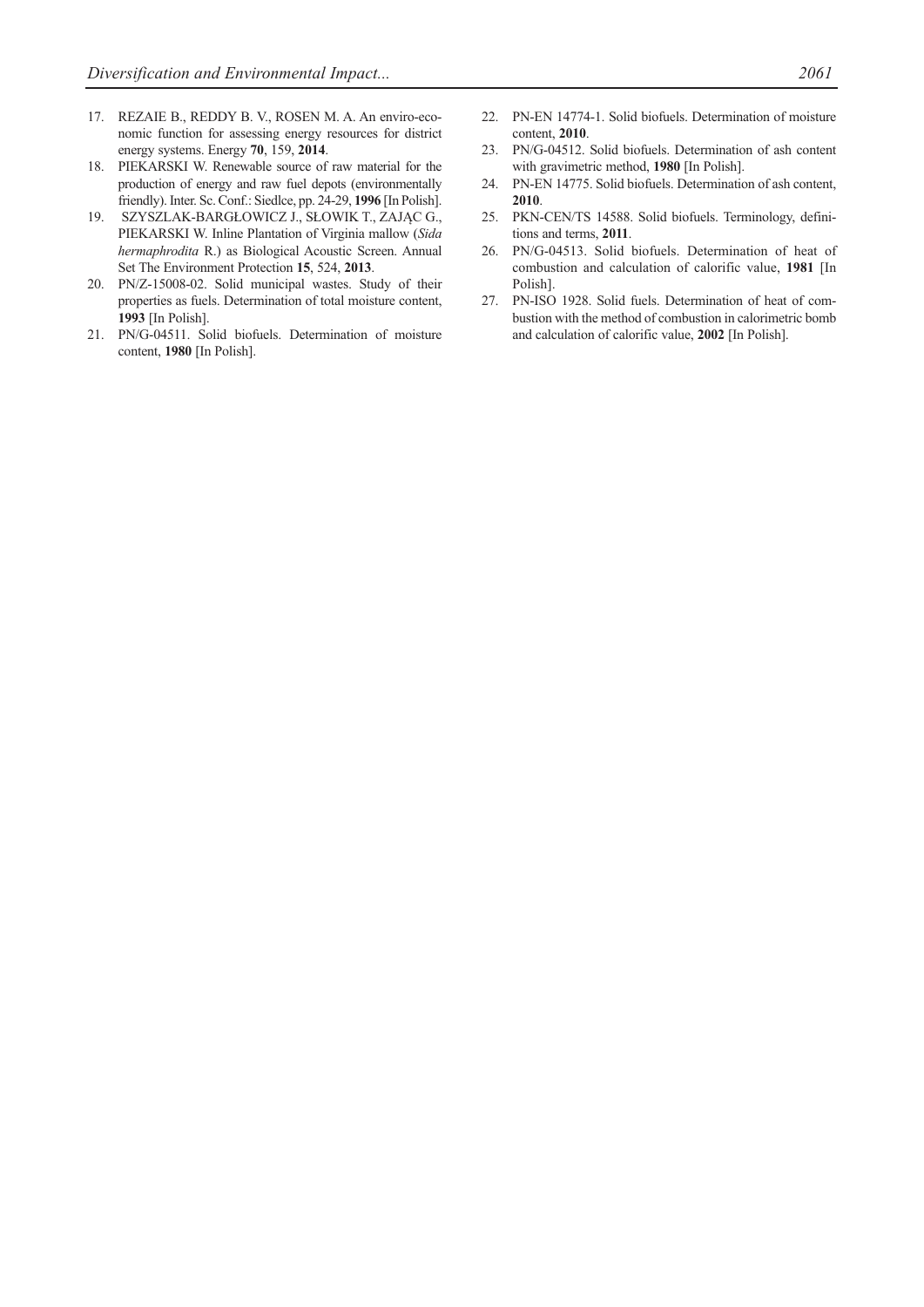17. REZAIE B., REDDY B. V., ROSEN M. A. An enviro-economic function for assessing energy resources for district energy systems. Energy **70**, 159, **2014**.
18. PIEKARSKI W. Renewable source of raw material for the production of energy and raw fuel depots (environmentally friendly). Inter. Sc. Conf.: Siedlce, pp. 24-29, **1996** [In Polish].
19. SZYSZLAK-BARGŁOWICZ J., SŁOWIK T., ZAJĄC G., PIEKARSKI W. Inline Plantation of Virginia mallow (*Sida hermaphrodita* R.) as Biological Acoustic Screen. Annual Set The Environment Protection **15**, 524, **2013**.
20. PN/Z-15008-02. Solid municipal wastes. Study of their properties as fuels. Determination of total moisture content, **1993** [In Polish].
21. PN/G-04511. Solid biofuels. Determination of moisture content, **1980** [In Polish].
22. PN-EN 14774-1. Solid biofuels. Determination of moisture content, **2010**.
23. PN/G-04512. Solid biofuels. Determination of ash content with gravimetric method, **1980** [In Polish].
24. PN-EN 14775. Solid biofuels. Determination of ash content, **2010**.
25. PKN-CEN/TS 14588. Solid biofuels. Terminology, definitions and terms, **2011**.
26. PN/G-04513. Solid biofuels. Determination of heat of combustion and calculation of calorific value, **1981** [In Polish].
27. PN-ISO 1928. Solid fuels. Determination of heat of combustion with the method of combustion in calorimetric bomb and calculation of calorific value, **2002** [In Polish].